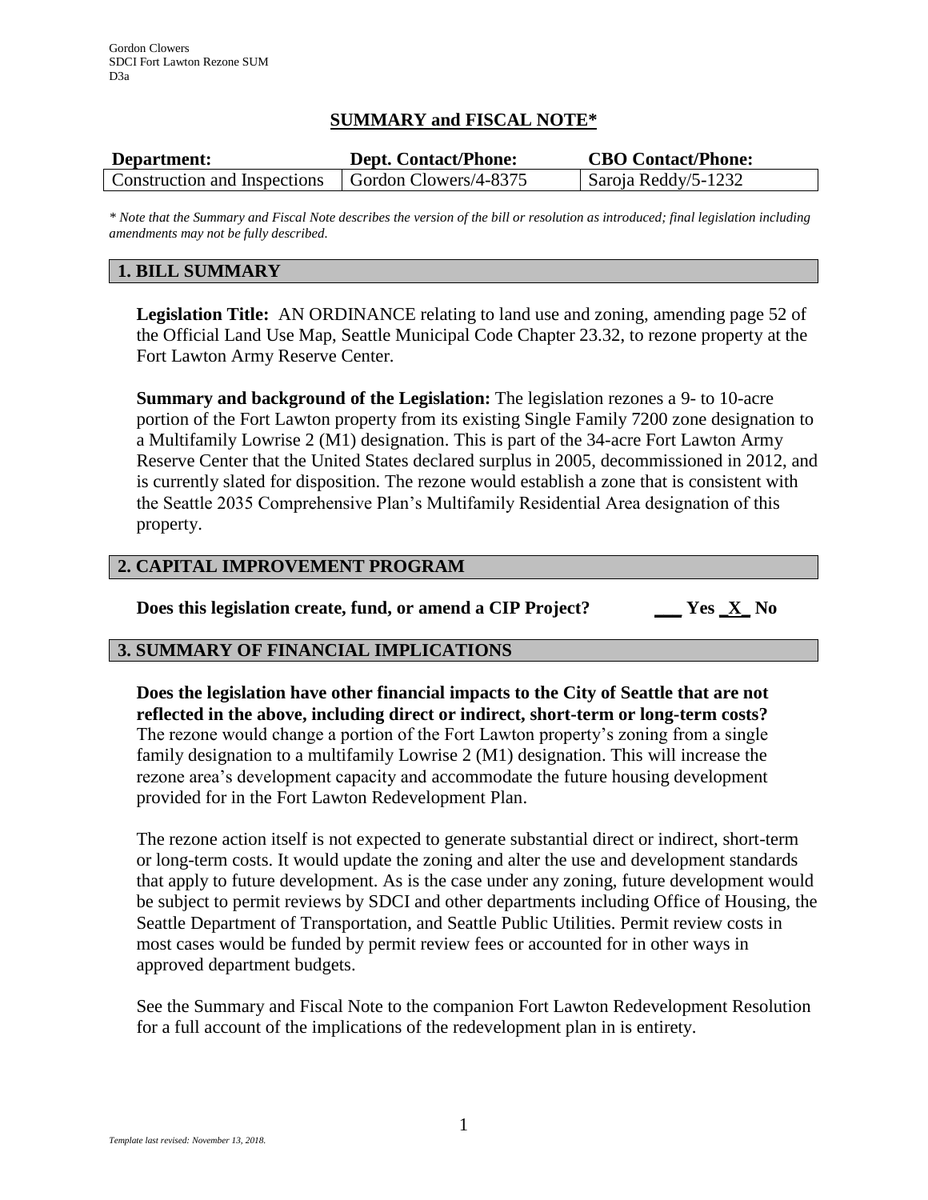## SUMMARY and FISCAL NOTE*

| Department: | Dept. Contact/Phone: | CBO Contact/Phone: |
| --- | --- | --- |
| Construction and Inspections | Gordon Clowers/4-8375 | Saroja Reddy/5-1232 |

*\* Note that the Summary and Fiscal Note describes the version of the bill or resolution as introduced; final legislation including amendments may not be fully described.*

### 1. BILL SUMMARY

**Legislation Title:** AN ORDINANCE relating to land use and zoning, amending page 52 of the Official Land Use Map, Seattle Municipal Code Chapter 23.32, to rezone property at the Fort Lawton Army Reserve Center.

**Summary and background of the Legislation:** The legislation rezones a 9- to 10-acre portion of the Fort Lawton property from its existing Single Family 7200 zone designation to a Multifamily Lowrise 2 (M1) designation. This is part of the 34-acre Fort Lawton Army Reserve Center that the United States declared surplus in 2005, decommissioned in 2012, and is currently slated for disposition. The rezone would establish a zone that is consistent with the Seattle 2035 Comprehensive Plan's Multifamily Residential Area designation of this property.

### 2. CAPITAL IMPROVEMENT PROGRAM

**Does this legislation create, fund, or amend a CIP Project? ___ Yes _X_ No**

### 3. SUMMARY OF FINANCIAL IMPLICATIONS

**Does the legislation have other financial impacts to the City of Seattle that are not reflected in the above, including direct or indirect, short-term or long-term costs?**
The rezone would change a portion of the Fort Lawton property's zoning from a single family designation to a multifamily Lowrise 2 (M1) designation. This will increase the rezone area's development capacity and accommodate the future housing development provided for in the Fort Lawton Redevelopment Plan.

The rezone action itself is not expected to generate substantial direct or indirect, short-term or long-term costs. It would update the zoning and alter the use and development standards that apply to future development. As is the case under any zoning, future development would be subject to permit reviews by SDCI and other departments including Office of Housing, the Seattle Department of Transportation, and Seattle Public Utilities. Permit review costs in most cases would be funded by permit review fees or accounted for in other ways in approved department budgets.

See the Summary and Fiscal Note to the companion Fort Lawton Redevelopment Resolution for a full account of the implications of the redevelopment plan in is entirety.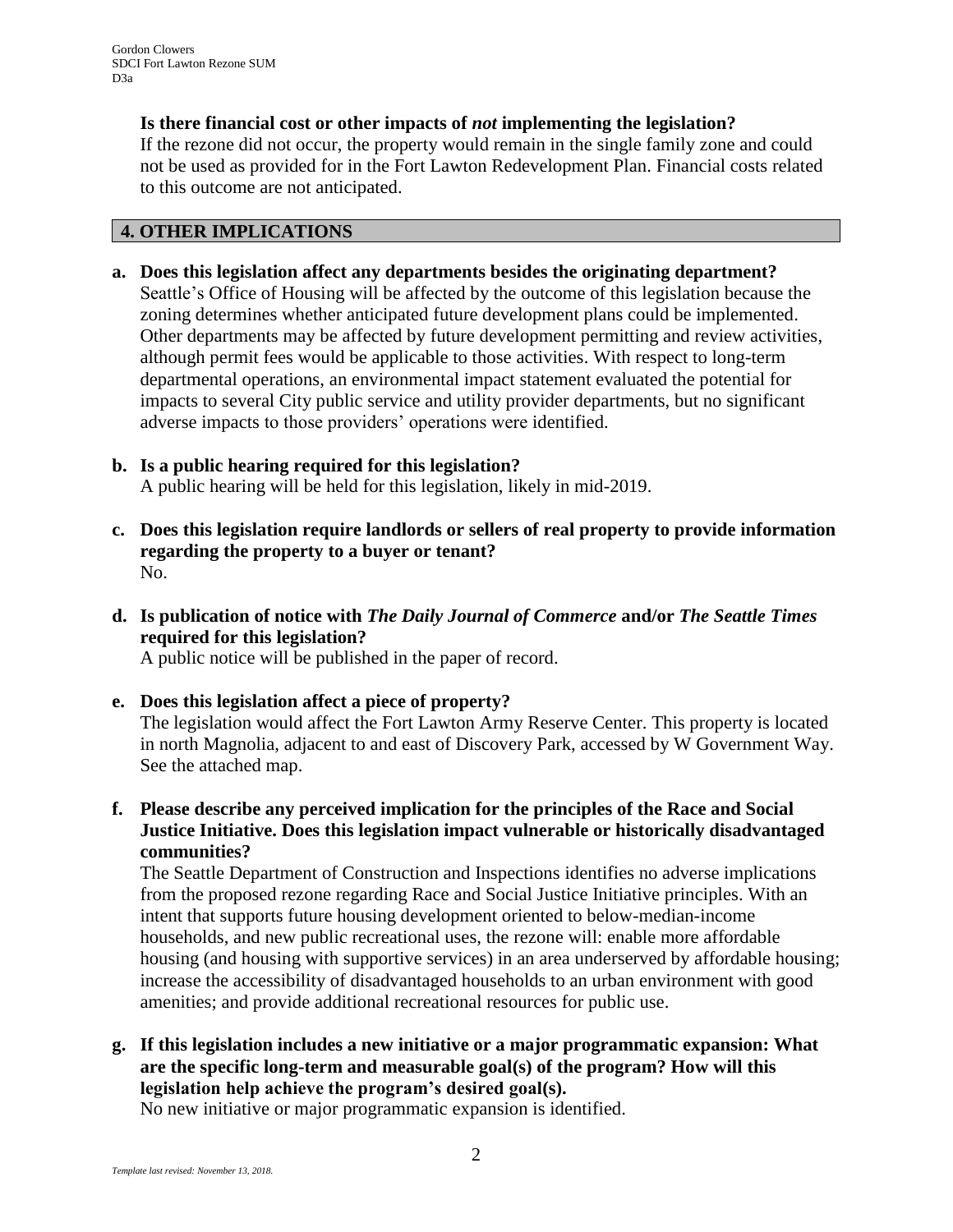**Is there financial cost or other impacts of *not* implementing the legislation?**
If the rezone did not occur, the property would remain in the single family zone and could not be used as provided for in the Fort Lawton Redevelopment Plan. Financial costs related to this outcome are not anticipated.

## 4. OTHER IMPLICATIONS

**a. Does this legislation affect any departments besides the originating department?**
Seattle's Office of Housing will be affected by the outcome of this legislation because the zoning determines whether anticipated future development plans could be implemented. Other departments may be affected by future development permitting and review activities, although permit fees would be applicable to those activities. With respect to long-term departmental operations, an environmental impact statement evaluated the potential for impacts to several City public service and utility provider departments, but no significant adverse impacts to those providers' operations were identified.

**b. Is a public hearing required for this legislation?**
A public hearing will be held for this legislation, likely in mid-2019.

**c. Does this legislation require landlords or sellers of real property to provide information regarding the property to a buyer or tenant?**
No.

**d. Is publication of notice with *The Daily Journal of Commerce* and/or *The Seattle Times* required for this legislation?**
A public notice will be published in the paper of record.

**e. Does this legislation affect a piece of property?**
The legislation would affect the Fort Lawton Army Reserve Center. This property is located in north Magnolia, adjacent to and east of Discovery Park, accessed by W Government Way. See the attached map.

**f. Please describe any perceived implication for the principles of the Race and Social Justice Initiative. Does this legislation impact vulnerable or historically disadvantaged communities?**
The Seattle Department of Construction and Inspections identifies no adverse implications from the proposed rezone regarding Race and Social Justice Initiative principles. With an intent that supports future housing development oriented to below-median-income households, and new public recreational uses, the rezone will: enable more affordable housing (and housing with supportive services) in an area underserved by affordable housing; increase the accessibility of disadvantaged households to an urban environment with good amenities; and provide additional recreational resources for public use.

**g. If this legislation includes a new initiative or a major programmatic expansion: What are the specific long-term and measurable goal(s) of the program? How will this legislation help achieve the program's desired goal(s).**
No new initiative or major programmatic expansion is identified.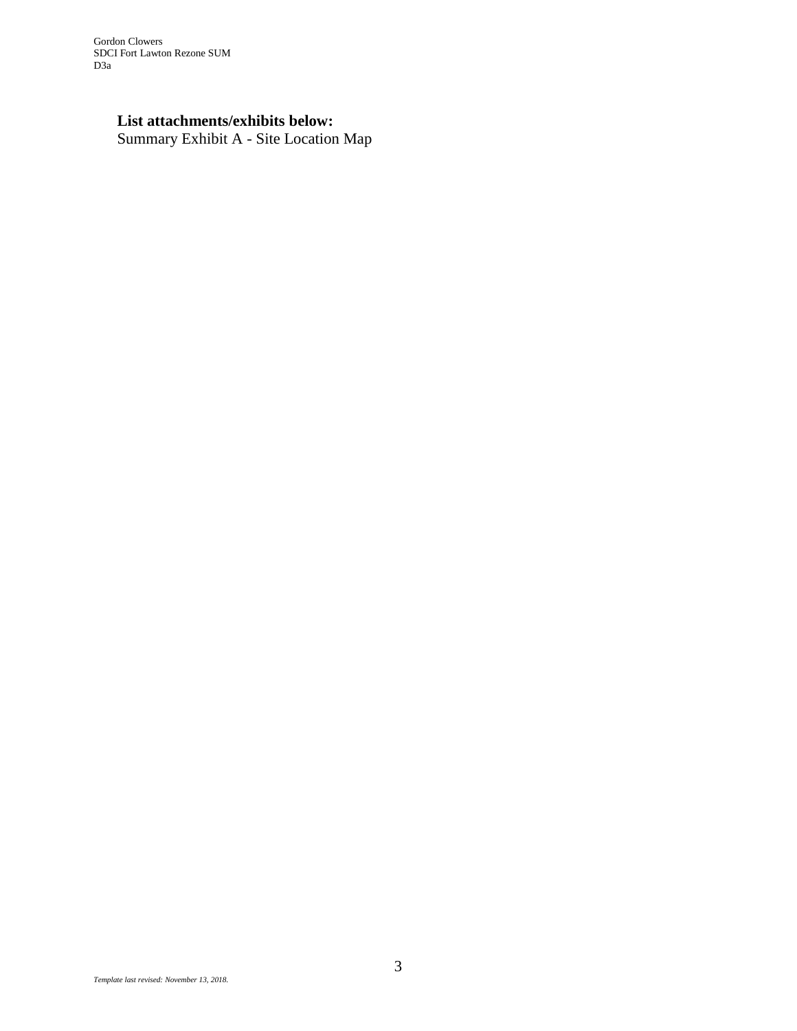**List attachments/exhibits below:**

Summary Exhibit A - Site Location Map